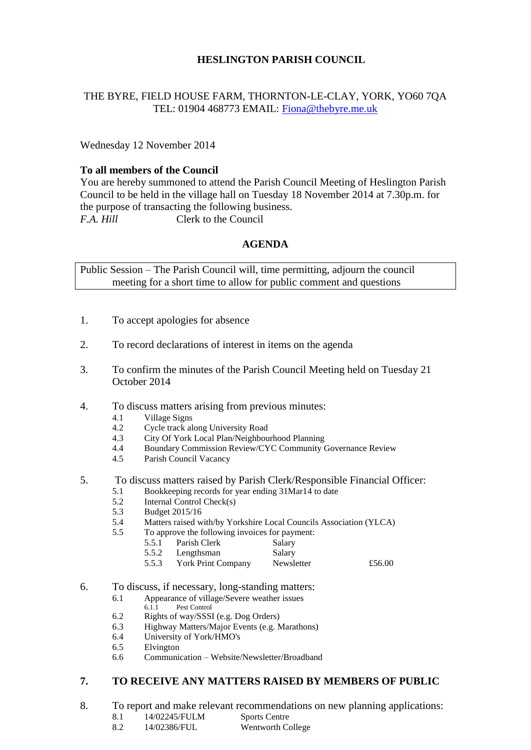# HESLINGTON PARISH COUNCIL

THE BYRE, FIELD HOUSE FARM, THORNTON-LE-CLAY, YORK, YO60 7QA
TEL: 01904 468773 EMAIL: Fiona@thebyre.me.uk

Wednesday 12 November 2014

**To all members of the Council**
You are hereby summoned to attend the Parish Council Meeting of Heslington Parish Council to be held in the village hall on Tuesday 18 November 2014 at 7.30p.m. for the purpose of transacting the following business.
*F.A. Hill* Clerk to the Council

## AGENDA

Public Session – The Parish Council will, time permitting, adjourn the council meeting for a short time to allow for public comment and questions

1. To accept apologies for absence

2. To record declarations of interest in items on the agenda

3. To confirm the minutes of the Parish Council Meeting held on Tuesday 21 October 2014

4. To discuss matters arising from previous minutes:
   - 4.1 Village Signs
   - 4.2 Cycle track along University Road
   - 4.3 City Of York Local Plan/Neighbourhood Planning
   - 4.4 Boundary Commission Review/CYC Community Governance Review
   - 4.5 Parish Council Vacancy

5. To discuss matters raised by Parish Clerk/Responsible Financial Officer:
   - 5.1 Bookkeeping records for year ending 31Mar14 to date
   - 5.2 Internal Control Check(s)
   - 5.3 Budget 2015/16
   - 5.4 Matters raised with/by Yorkshire Local Councils Association (YLCA)
   - 5.5 To approve the following invoices for payment:
     - 5.5.1 Parish Clerk — Salary
     - 5.5.2 Lengthsman — Salary
     - 5.5.3 York Print Company — Newsletter — £56.00

6. To discuss, if necessary, long-standing matters:
   - 6.1 Appearance of village/Severe weather issues
     - 6.1.1 Pest Control
   - 6.2 Rights of way/SSSI (e.g. Dog Orders)
   - 6.3 Highway Matters/Major Events (e.g. Marathons)
   - 6.4 University of York/HMO's
   - 6.5 Elvington
   - 6.6 Communication – Website/Newsletter/Broadband

7. **TO RECEIVE ANY MATTERS RAISED BY MEMBERS OF PUBLIC**

8. To report and make relevant recommendations on new planning applications:
   - 8.1 14/02245/FULM — Sports Centre
   - 8.2 14/02386/FUL — Wentworth College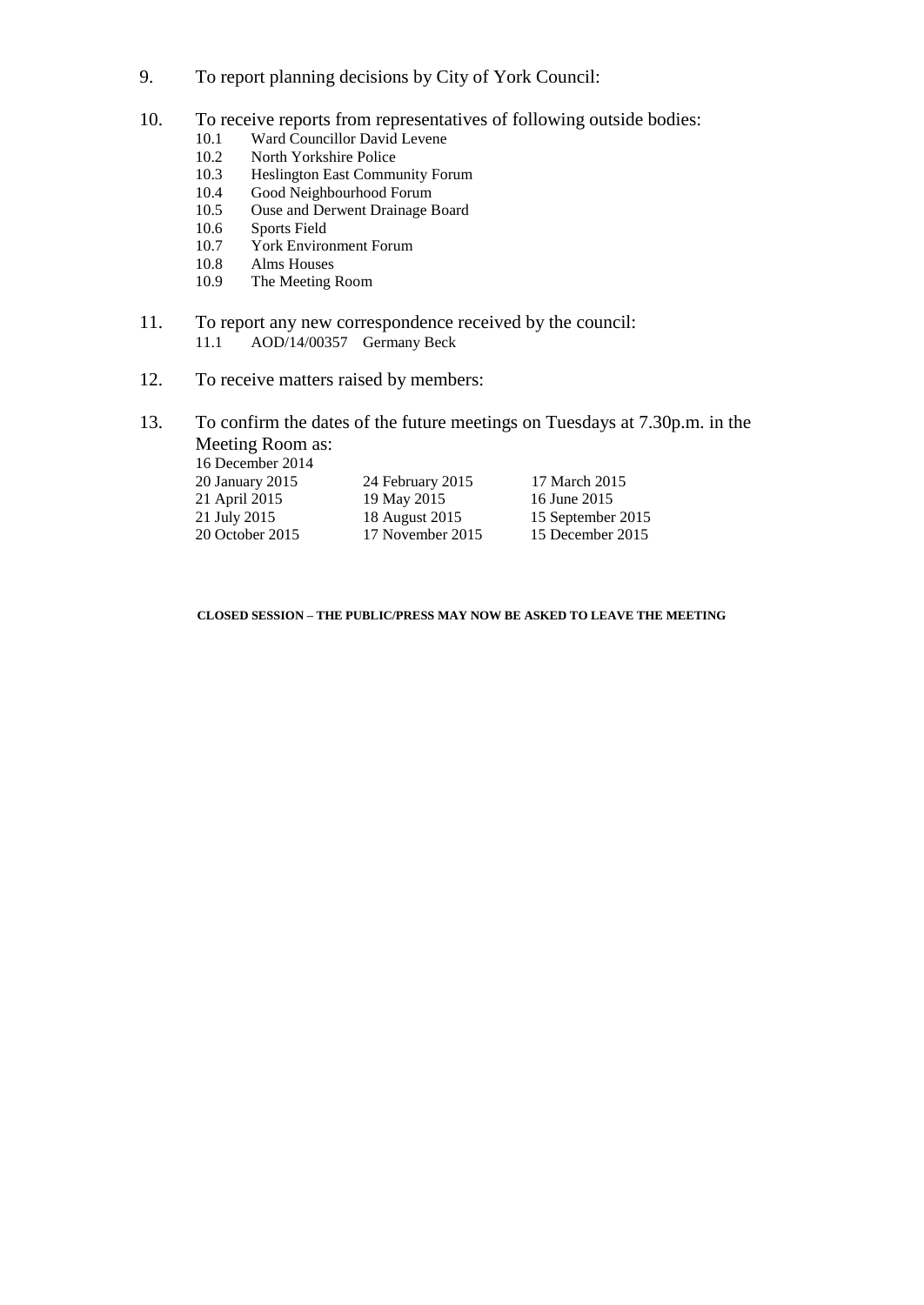9. To report planning decisions by City of York Council:

10. To receive reports from representatives of following outside bodies:
    - 10.1 Ward Councillor David Levene
    - 10.2 North Yorkshire Police
    - 10.3 Heslington East Community Forum
    - 10.4 Good Neighbourhood Forum
    - 10.5 Ouse and Derwent Drainage Board
    - 10.6 Sports Field
    - 10.7 York Environment Forum
    - 10.8 Alms Houses
    - 10.9 The Meeting Room

11. To report any new correspondence received by the council:
    - 11.1 AOD/14/00357 Germany Beck

12. To receive matters raised by members:

13. To confirm the dates of the future meetings on Tuesdays at 7.30p.m. in the Meeting Room as:

| | | |
|---|---|---|
| 16 December 2014 | | |
| 20 January 2015 | 24 February 2015 | 17 March 2015 |
| 21 April 2015 | 19 May 2015 | 16 June 2015 |
| 21 July 2015 | 18 August 2015 | 15 September 2015 |
| 20 October 2015 | 17 November 2015 | 15 December 2015 |

**CLOSED SESSION – THE PUBLIC/PRESS MAY NOW BE ASKED TO LEAVE THE MEETING**